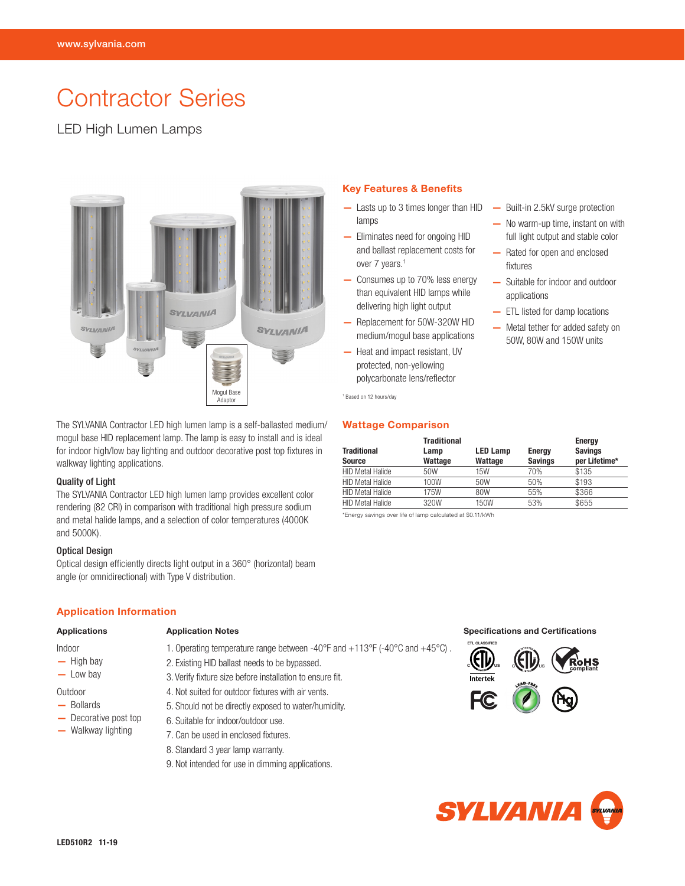# Contractor Series

LED High Lumen Lamps

Mogul Base Adaptor

## Key Features & Benefits

- Lasts up to 3 times longer than HID lamps
- Eliminates need for ongoing HID and ballast replacement costs for over 7 years.[1]
- Consumes up to 70% less energy than equivalent HID lamps while delivering high light output
- Replacement for 50W-320W HID medium/mogul base applications
- Heat and impact resistant, UV protected, non-yellowing polycarbonate lens/reflector
- Built-in 2.5kV surge protection
- No warm-up time, instant on with full light output and stable color
- Rated for open and enclosed fixtures
- Suitable for indoor and outdoor applications
- ETL listed for damp locations
- Metal tether for added safety on 50W, 80W and 150W units

[1] Based on 12 hours/day

The SYLVANIA Contractor LED high lumen lamp is a self-ballasted medium/mogul base HID replacement lamp. The lamp is easy to install and is ideal for indoor high/low bay lighting and outdoor decorative post top fixtures in walkway lighting applications.

### Quality of Light

The SYLVANIA Contractor LED high lumen lamp provides excellent color rendering (82 CRI) in comparison with traditional high pressure sodium and metal halide lamps, and a selection of color temperatures (4000K and 5000K).

### Optical Design

Optical design efficiently directs light output in a 360° (horizontal) beam angle (or omnidirectional) with Type V distribution.

## Wattage Comparison

| Traditional Source | Traditional Lamp Wattage | LED Lamp Wattage | Energy Savings | Energy Savings per Lifetime* |
|---|---|---|---|---|
| HID Metal Halide | 50W | 15W | 70% | $135 |
| HID Metal Halide | 100W | 50W | 50% | $193 |
| HID Metal Halide | 175W | 80W | 55% | $366 |
| HID Metal Halide | 320W | 150W | 53% | $655 |

*Energy savings over life of lamp calculated at $0.11/kWh

## Application Information

### Applications

Indoor
- High bay
- Low bay

Outdoor
- Bollards
- Decorative post top
- Walkway lighting

### Application Notes

1. Operating temperature range between -40°F and +113°F (-40°C and +45°C) .
2. Existing HID ballast needs to be bypassed.
3. Verify fixture size before installation to ensure fit.
4. Not suited for outdoor fixtures with air vents.
5. Should not be directly exposed to water/humidity.
6. Suitable for indoor/outdoor use.
7. Can be used in enclosed fixtures.
8. Standard 3 year lamp warranty.
9. Not intended for use in dimming applications.

### Specifications and Certifications

ETL CLASSIFIED · Intertek · RoHS compliant · FC · LEAD-FREE · Hg

LED510R2 11-19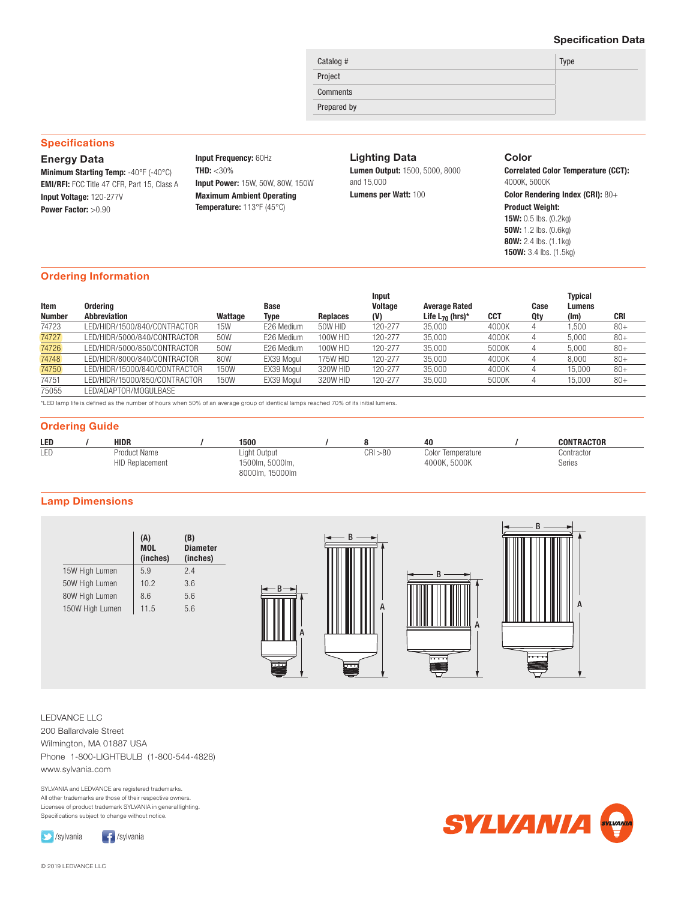## Specification Data

| Catalog # | Type |
|---|---|
| Project | |
| Comments | |
| Prepared by | |

## Specifications

### Energy Data

**Minimum Starting Temp:** -40°F (-40°C)
**EMI/RFI:** FCC Title 47 CFR, Part 15, Class A
**Input Voltage:** 120-277V
**Power Factor:** >0.90
**Input Frequency:** 60Hz
**THD:** <30%
**Input Power:** 15W, 50W, 80W, 150W
**Maximum Ambient Operating Temperature:** 113°F (45°C)

### Lighting Data

**Lumen Output:** 1500, 5000, 8000 and 15,000
**Lumens per Watt:** 100

### Color

**Correlated Color Temperature (CCT):** 4000K, 5000K
**Color Rendering Index (CRI):** 80+
**Product Weight:**
**15W:** 0.5 lbs. (0.2kg)
**50W:** 1.2 lbs. (0.6kg)
**80W:** 2.4 lbs. (1.1kg)
**150W:** 3.4 lbs. (1.5kg)

## Ordering Information

| Item Number | Ordering Abbreviation | Wattage | Base Type | Replaces | Input Voltage (V) | Average Rated Life $L_{70}$ (hrs)* | CCT | Case Qty | Typical Lumens (lm) | CRI |
|---|---|---|---|---|---|---|---|---|---|---|
| 74723 | LED/HIDR/1500/840/CONTRACTOR | 15W | E26 Medium | 50W HID | 120-277 | 35,000 | 4000K | 4 | 1,500 | 80+ |
| 74727 | LED/HIDR/5000/840/CONTRACTOR | 50W | E26 Medium | 100W HID | 120-277 | 35,000 | 4000K | 4 | 5,000 | 80+ |
| 74726 | LED/HIDR/5000/850/CONTRACTOR | 50W | E26 Medium | 100W HID | 120-277 | 35,000 | 5000K | 4 | 5,000 | 80+ |
| 74748 | LED/HIDR/8000/840/CONTRACTOR | 80W | EX39 Mogul | 175W HID | 120-277 | 35,000 | 4000K | 4 | 8,000 | 80+ |
| 74750 | LED/HIDR/15000/840/CONTRACTOR | 150W | EX39 Mogul | 320W HID | 120-277 | 35,000 | 4000K | 4 | 15,000 | 80+ |
| 74751 | LED/HIDR/15000/850/CONTRACTOR | 150W | EX39 Mogul | 320W HID | 120-277 | 35,000 | 5000K | 4 | 15,000 | 80+ |
| 75055 | LED/ADAPTOR/MOGULBASE | | | | | | | | | |

*LED lamp life is defined as the number of hours when 50% of an average group of identical lamps reached 70% of its initial lumens.

## Ordering Guide

| LED | / | HIDR | / | 1500 | / | 8 | 40 | / | CONTRACTOR |
|---|---|---|---|---|---|---|---|---|---|
| LED | | Product Name HID Replacement | | Light Output 1500lm, 5000lm, 8000lm, 15000lm | | CRI >80 | Color Temperature 4000K, 5000K | | Contractor Series |

## Lamp Dimensions

| | (A) MOL (inches) | (B) Diameter (inches) |
|---|---|---|
| 15W High Lumen | 5.9 | 2.4 |
| 50W High Lumen | 10.2 | 3.6 |
| 80W High Lumen | 8.6 | 5.6 |
| 150W High Lumen | 11.5 | 5.6 |

B
A
B
A
B
A
B
A

LEDVANCE LLC
200 Ballardvale Street
Wilmington, MA 01887 USA
Phone 1-800-LIGHTBULB (1-800-544-4828)
www.sylvania.com

SYLVANIA and LEDVANCE are registered trademarks.
All other trademarks are those of their respective owners.
Licensee of product trademark SYLVANIA in general lighting.
Specifications subject to change without notice.

/sylvania /sylvania

SYLVANIA

© 2019 LEDVANCE LLC